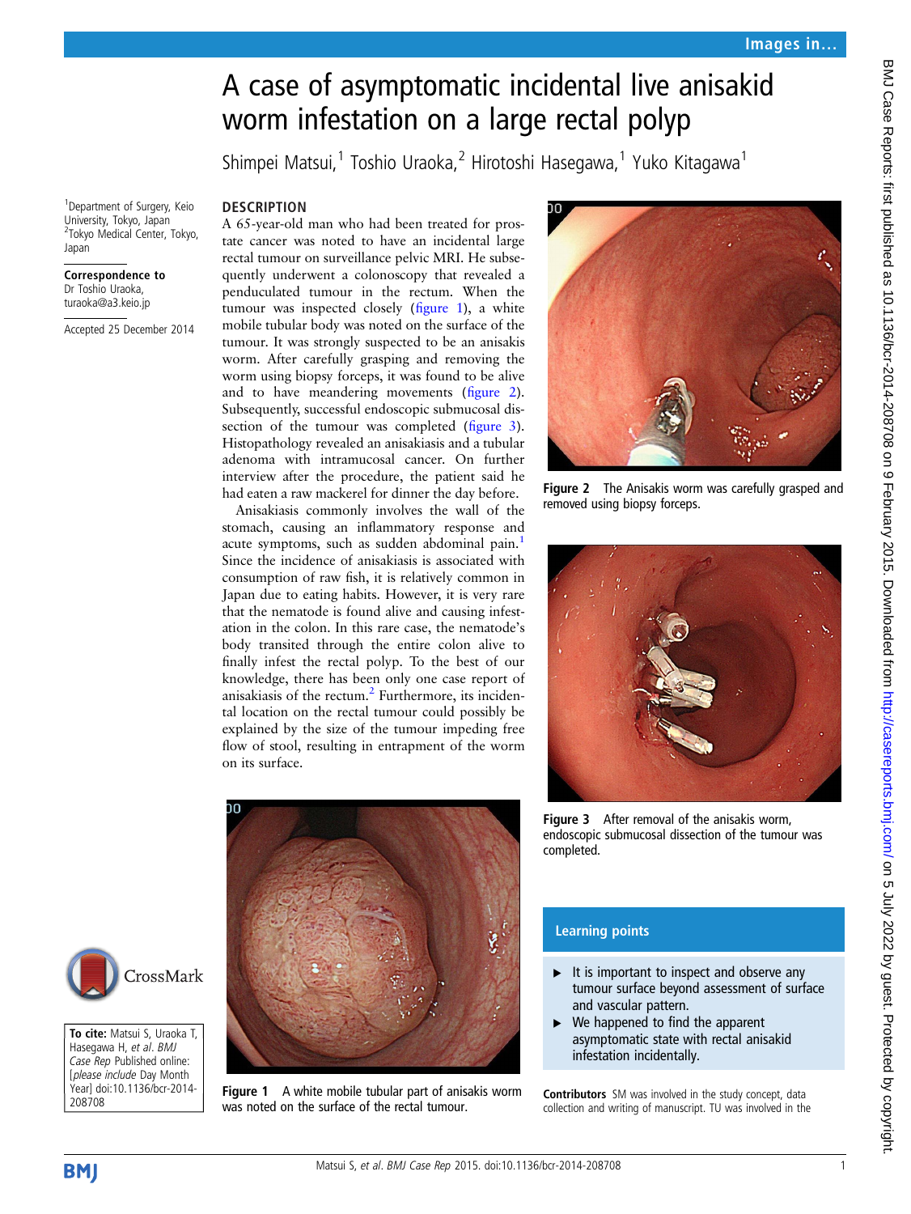Images in…

# A case of asymptomatic incidental live anisakid worm infestation on a large rectal polyp

Shimpei Matsui,[1] Toshio Uraoka,[2] Hirotoshi Hasegawa,[1] Yuko Kitagawa[1]

[1]Department of Surgery, Keio University, Tokyo, Japan
[2]Tokyo Medical Center, Tokyo, Japan

**Correspondence to**
Dr Toshio Uraoka,
turaoka@a3.keio.jp

Accepted 25 December 2014

## DESCRIPTION

A 65-year-old man who had been treated for prostate cancer was noted to have an incidental large rectal tumour on surveillance pelvic MRI. He subsequently underwent a colonoscopy that revealed a penduculated tumour in the rectum. When the tumour was inspected closely (figure 1), a white mobile tubular body was noted on the surface of the tumour. It was strongly suspected to be an anisakis worm. After carefully grasping and removing the worm using biopsy forceps, it was found to be alive and to have meandering movements (figure 2). Subsequently, successful endoscopic submucosal dissection of the tumour was completed (figure 3). Histopathology revealed an anisakiasis and a tubular adenoma with intramucosal cancer. On further interview after the procedure, the patient said he had eaten a raw mackerel for dinner the day before.

Anisakiasis commonly involves the wall of the stomach, causing an inflammatory response and acute symptoms, such as sudden abdominal pain.[1] Since the incidence of anisakiasis is associated with consumption of raw fish, it is relatively common in Japan due to eating habits. However, it is very rare that the nematode is found alive and causing infestation in the colon. In this rare case, the nematode's body transited through the entire colon alive to finally infest the rectal polyp. To the best of our knowledge, there has been only one case report of anisakiasis of the rectum.[2] Furthermore, its incidental location on the rectal tumour could possibly be explained by the size of the tumour impeding free flow of stool, resulting in entrapment of the worm on its surface.

Figure 1 A white mobile tubular part of anisakis worm was noted on the surface of the rectal tumour.

Figure 2 The Anisakis worm was carefully grasped and removed using biopsy forceps.

Figure 3 After removal of the anisakis worm, endoscopic submucosal dissection of the tumour was completed.

## Learning points

- It is important to inspect and observe any tumour surface beyond assessment of surface and vascular pattern.
- We happened to find the apparent asymptomatic state with rectal anisakid infestation incidentally.

**Contributors** SM was involved in the study concept, data collection and writing of manuscript. TU was involved in the

**To cite:** Matsui S, Uraoka T, Hasegawa H, *et al. BMJ Case Rep* Published online: [*please include* Day Month Year] doi:10.1136/bcr-2014-208708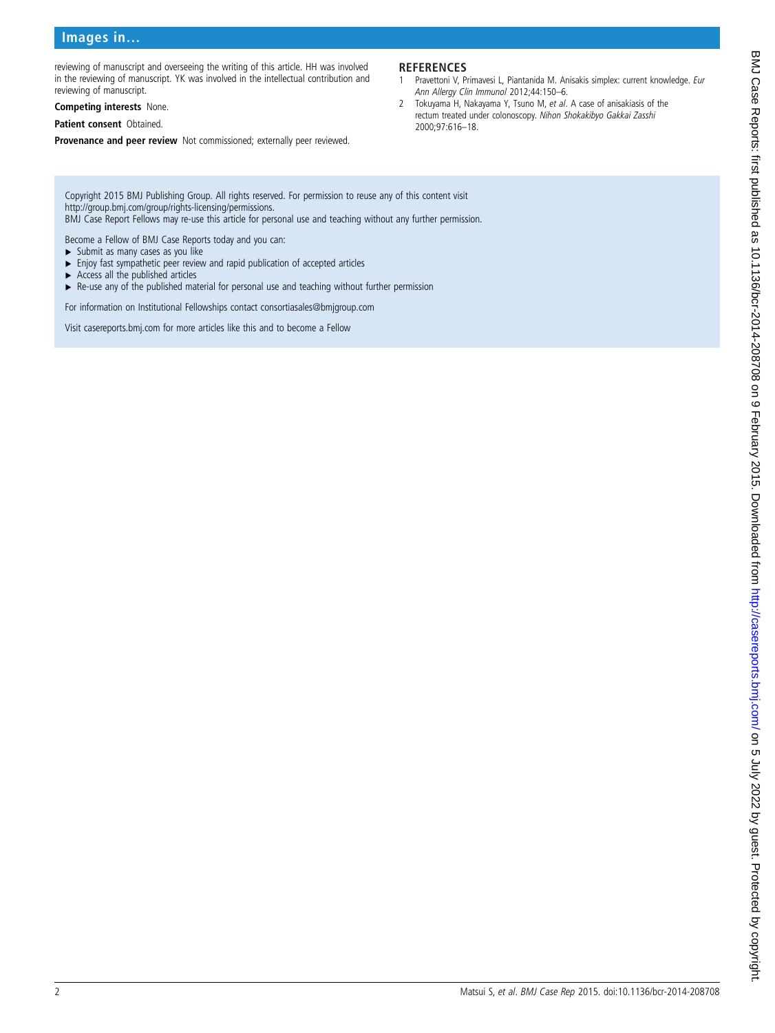reviewing of manuscript and overseeing the writing of this article. HH was involved in the reviewing of manuscript. YK was involved in the intellectual contribution and reviewing of manuscript.

**Competing interests** None.

**Patient consent** Obtained.

**Provenance and peer review** Not commissioned; externally peer reviewed.

## REFERENCES

1. Pravettoni V, Primavesi L, Piantanida M. Anisakis simplex: current knowledge. *Eur Ann Allergy Clin Immunol* 2012;44:150–6.
2. Tokuyama H, Nakayama Y, Tsuno M, *et al*. A case of anisakiasis of the rectum treated under colonoscopy. *Nihon Shokakibyo Gakkai Zasshi* 2000;97:616–18.

Copyright 2015 BMJ Publishing Group. All rights reserved. For permission to reuse any of this content visit http://group.bmj.com/group/rights-licensing/permissions.
BMJ Case Report Fellows may re-use this article for personal use and teaching without any further permission.

Become a Fellow of BMJ Case Reports today and you can:

- Submit as many cases as you like
- Enjoy fast sympathetic peer review and rapid publication of accepted articles
- Access all the published articles
- Re-use any of the published material for personal use and teaching without further permission

For information on Institutional Fellowships contact consortiasales@bmjgroup.com

Visit casereports.bmj.com for more articles like this and to become a Fellow